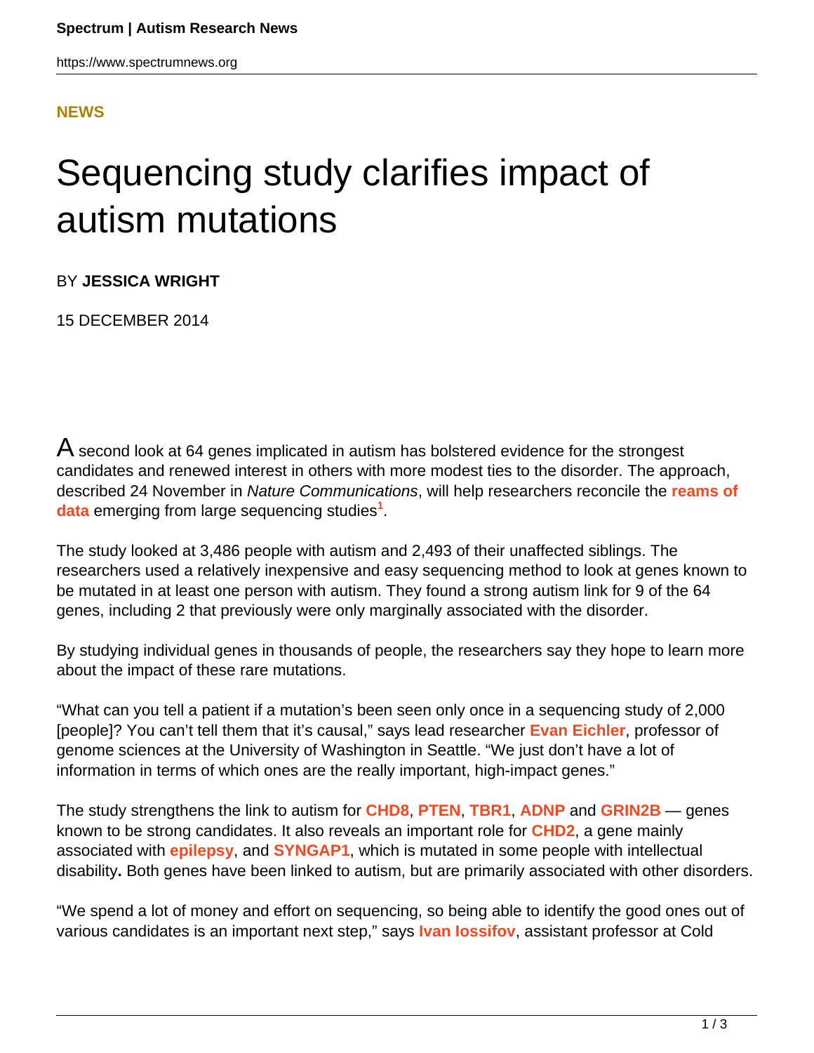NEWS

# Sequencing study clarifies impact of autism mutations

BY **JESSICA WRIGHT**

15 DECEMBER 2014

A second look at 64 genes implicated in autism has bolstered evidence for the strongest candidates and renewed interest in others with more modest ties to the disorder. The approach, described 24 November in *Nature Communications*, will help researchers reconcile the **reams of data** emerging from large sequencing studies[1].

The study looked at 3,486 people with autism and 2,493 of their unaffected siblings. The researchers used a relatively inexpensive and easy sequencing method to look at genes known to be mutated in at least one person with autism. They found a strong autism link for 9 of the 64 genes, including 2 that previously were only marginally associated with the disorder.

By studying individual genes in thousands of people, the researchers say they hope to learn more about the impact of these rare mutations.

“What can you tell a patient if a mutation’s been seen only once in a sequencing study of 2,000 [people]? You can’t tell them that it’s causal,” says lead researcher **Evan Eichler**, professor of genome sciences at the University of Washington in Seattle. “We just don’t have a lot of information in terms of which ones are the really important, high-impact genes.”

The study strengthens the link to autism for **CHD8**, **PTEN**, **TBR1**, **ADNP** and **GRIN2B** — genes known to be strong candidates. It also reveals an important role for **CHD2**, a gene mainly associated with **epilepsy**, and **SYNGAP1**, which is mutated in some people with intellectual disability**.** Both genes have been linked to autism, but are primarily associated with other disorders.

“We spend a lot of money and effort on sequencing, so being able to identify the good ones out of various candidates is an important next step,” says **Ivan Iossifov**, assistant professor at Cold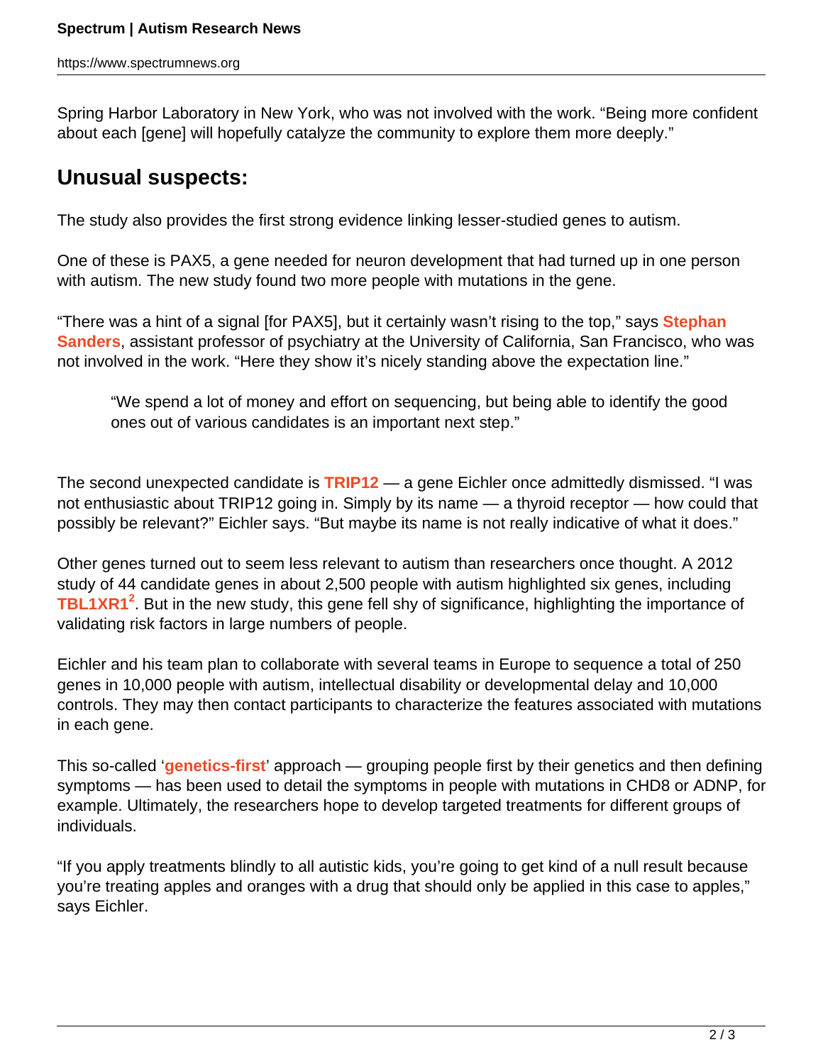Spring Harbor Laboratory in New York, who was not involved with the work. "Being more confident about each [gene] will hopefully catalyze the community to explore them more deeply."

## Unusual suspects:

The study also provides the first strong evidence linking lesser-studied genes to autism.

One of these is PAX5, a gene needed for neuron development that had turned up in one person with autism. The new study found two more people with mutations in the gene.

"There was a hint of a signal [for PAX5], but it certainly wasn't rising to the top," says **Stephan Sanders**, assistant professor of psychiatry at the University of California, San Francisco, who was not involved in the work. "Here they show it's nicely standing above the expectation line."

> "We spend a lot of money and effort on sequencing, but being able to identify the good ones out of various candidates is an important next step."

The second unexpected candidate is **TRIP12** — a gene Eichler once admittedly dismissed. "I was not enthusiastic about TRIP12 going in. Simply by its name — a thyroid receptor — how could that possibly be relevant?" Eichler says. "But maybe its name is not really indicative of what it does."

Other genes turned out to seem less relevant to autism than researchers once thought. A 2012 study of 44 candidate genes in about 2,500 people with autism highlighted six genes, including **TBL1XR1**[2]. But in the new study, this gene fell shy of significance, highlighting the importance of validating risk factors in large numbers of people.

Eichler and his team plan to collaborate with several teams in Europe to sequence a total of 250 genes in 10,000 people with autism, intellectual disability or developmental delay and 10,000 controls. They may then contact participants to characterize the features associated with mutations in each gene.

This so-called '**genetics-first**' approach — grouping people first by their genetics and then defining symptoms — has been used to detail the symptoms in people with mutations in CHD8 or ADNP, for example. Ultimately, the researchers hope to develop targeted treatments for different groups of individuals.

"If you apply treatments blindly to all autistic kids, you're going to get kind of a null result because you're treating apples and oranges with a drug that should only be applied in this case to apples," says Eichler.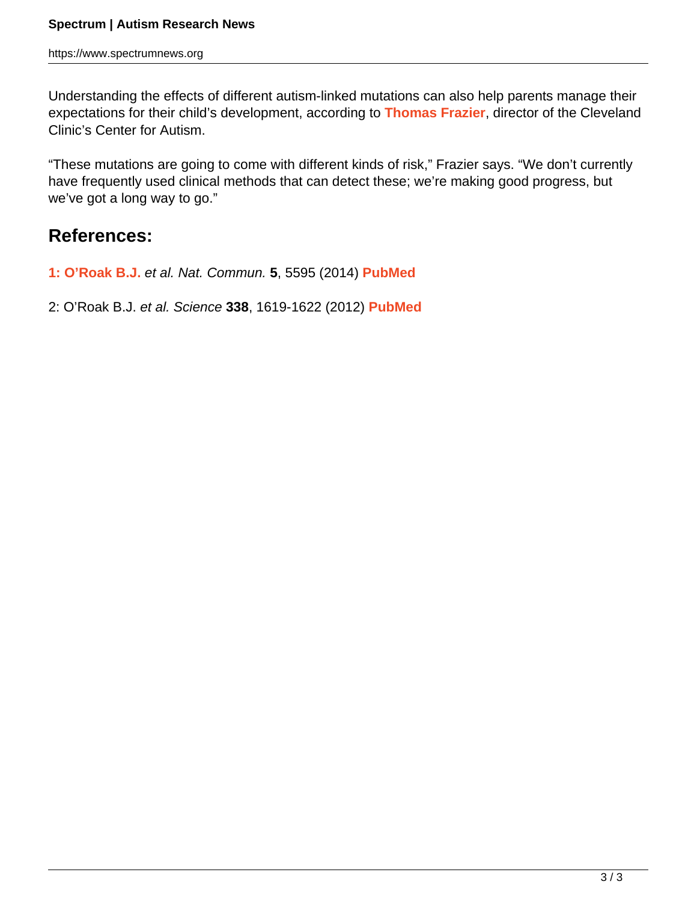Understanding the effects of different autism-linked mutations can also help parents manage their expectations for their child's development, according to **Thomas Frazier**, director of the Cleveland Clinic's Center for Autism.

"These mutations are going to come with different kinds of risk," Frazier says. "We don't currently have frequently used clinical methods that can detect these; we're making good progress, but we've got a long way to go."

## References:

**1: O'Roak B.J.** *et al. Nat. Commun.* **5**, 5595 (2014) **PubMed**

2: O'Roak B.J. *et al. Science* **338**, 1619-1622 (2012) **PubMed**